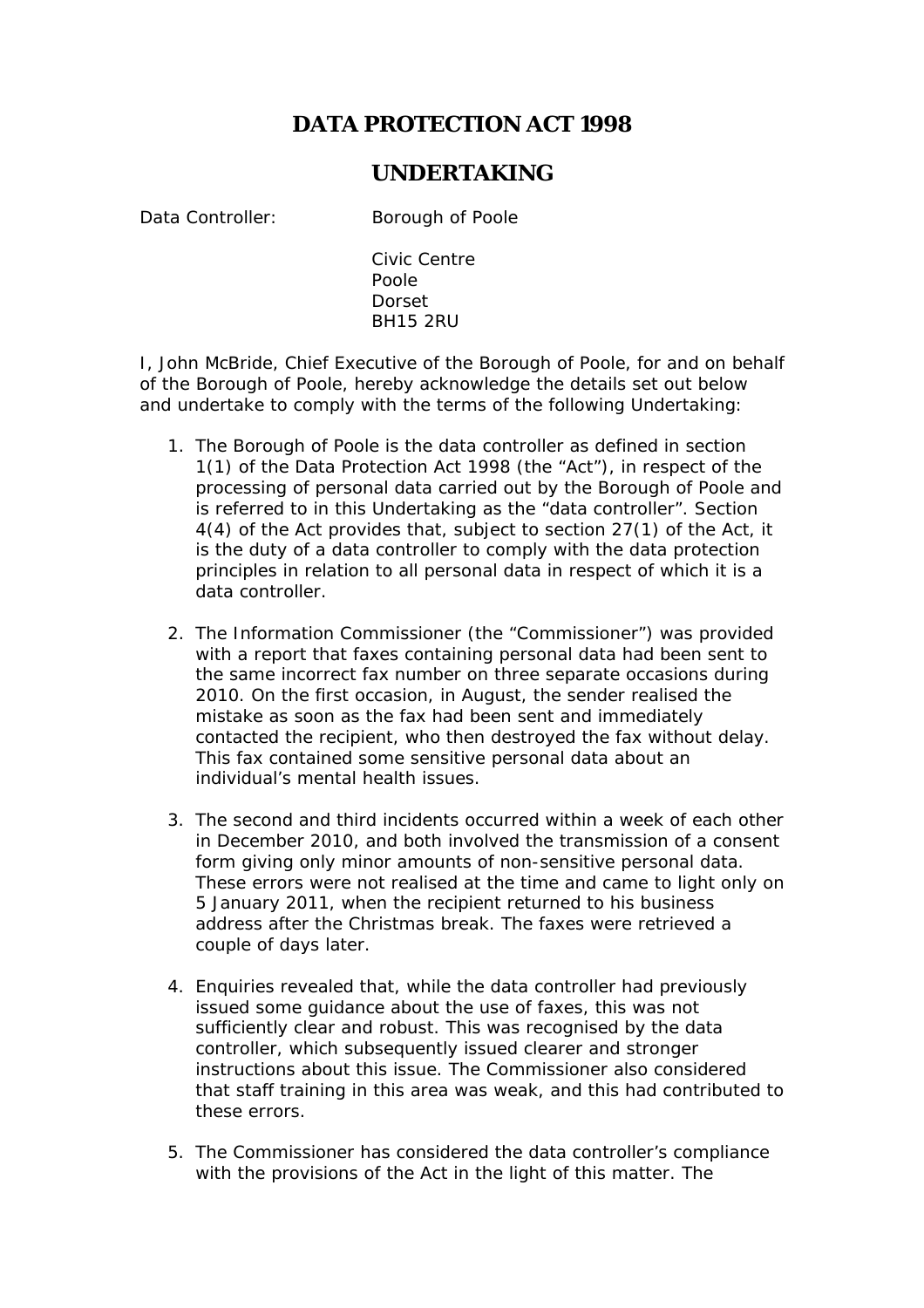# DATA PROTECTION ACT 1998

## UNDERTAKING

Data Controller: Borough of Poole

Civic Centre
Poole
Dorset
BH15 2RU

I, John McBride, Chief Executive of the Borough of Poole, for and on behalf of the Borough of Poole, hereby acknowledge the details set out below and undertake to comply with the terms of the following Undertaking:

1. The Borough of Poole is the data controller as defined in section 1(1) of the Data Protection Act 1998 (the "Act"), in respect of the processing of personal data carried out by the Borough of Poole and is referred to in this Undertaking as the "data controller". Section 4(4) of the Act provides that, subject to section 27(1) of the Act, it is the duty of a data controller to comply with the data protection principles in relation to all personal data in respect of which it is a data controller.

2. The Information Commissioner (the "Commissioner") was provided with a report that faxes containing personal data had been sent to the same incorrect fax number on three separate occasions during 2010. On the first occasion, in August, the sender realised the mistake as soon as the fax had been sent and immediately contacted the recipient, who then destroyed the fax without delay. This fax contained some sensitive personal data about an individual's mental health issues.

3. The second and third incidents occurred within a week of each other in December 2010, and both involved the transmission of a consent form giving only minor amounts of non-sensitive personal data. These errors were not realised at the time and came to light only on 5 January 2011, when the recipient returned to his business address after the Christmas break. The faxes were retrieved a couple of days later.

4. Enquiries revealed that, while the data controller had previously issued some guidance about the use of faxes, this was not sufficiently clear and robust. This was recognised by the data controller, which subsequently issued clearer and stronger instructions about this issue. The Commissioner also considered that staff training in this area was weak, and this had contributed to these errors.

5. The Commissioner has considered the data controller's compliance with the provisions of the Act in the light of this matter. The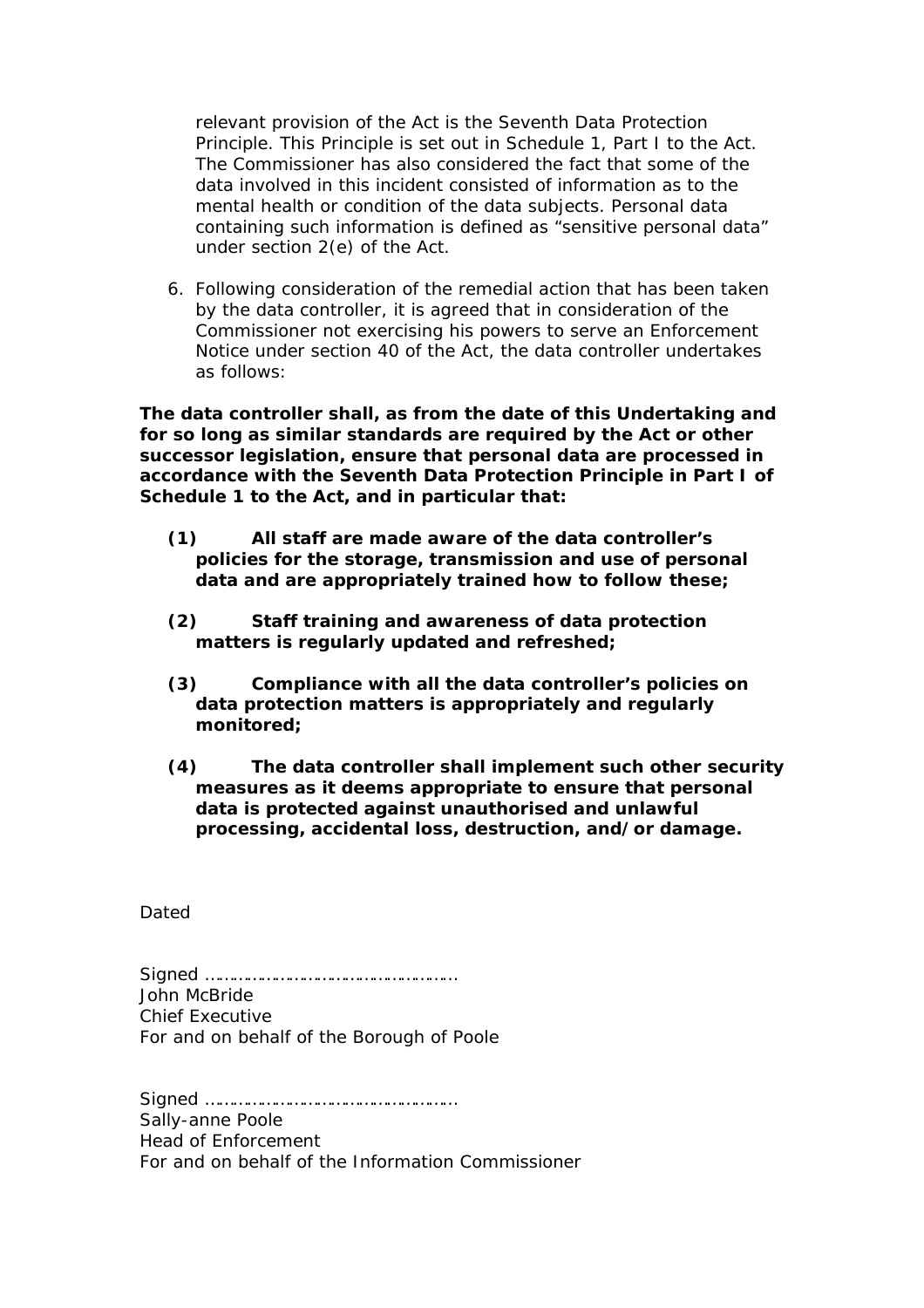relevant provision of the Act is the Seventh Data Protection Principle. This Principle is set out in Schedule 1, Part I to the Act. The Commissioner has also considered the fact that some of the data involved in this incident consisted of information as to the mental health or condition of the data subjects. Personal data containing such information is defined as "sensitive personal data" under section 2(e) of the Act.

6. Following consideration of the remedial action that has been taken by the data controller, it is agreed that in consideration of the Commissioner not exercising his powers to serve an Enforcement Notice under section 40 of the Act, the data controller undertakes as follows:

**The data controller shall, as from the date of this Undertaking and for so long as similar standards are required by the Act or other successor legislation, ensure that personal data are processed in accordance with the Seventh Data Protection Principle in Part I of Schedule 1 to the Act, and in particular that:**

**(1) All staff are made aware of the data controller's policies for the storage, transmission and use of personal data and are appropriately trained how to follow these;**

**(2) Staff training and awareness of data protection matters is regularly updated and refreshed;**

**(3) Compliance with all the data controller's policies on data protection matters is appropriately and regularly monitored;**

**(4) The data controller shall implement such other security measures as it deems appropriate to ensure that personal data is protected against unauthorised and unlawful processing, accidental loss, destruction, and/or damage.**

Dated

Signed ……………………………………………
John McBride
Chief Executive
For and on behalf of the Borough of Poole

Signed ……………………………………………
Sally-anne Poole
Head of Enforcement
For and on behalf of the Information Commissioner